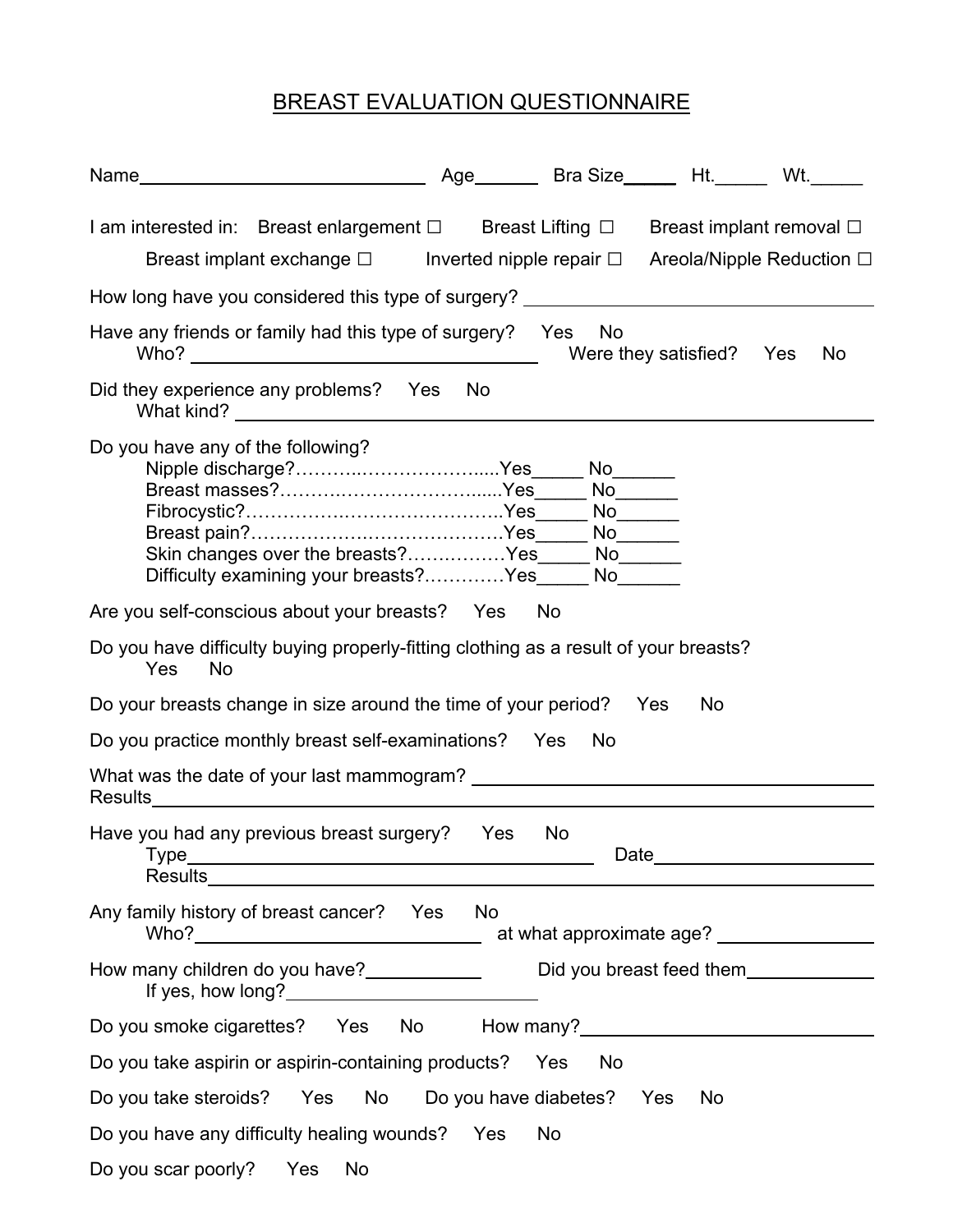# BREAST EVALUATION QUESTIONNAIRE

Name\_\_\_\_\_\_\_\_\_\_\_\_\_\_\_\_\_\_\_\_\_\_\_\_\_\_\_\_ Age\_\_\_\_\_\_ Bra Size\_\_\_\_\_ Ht.\_\_\_\_\_ Wt.\_\_\_\_\_

I am interested in: Breast enlargement ☐ Breast Lifting ☐ Breast implant removal ☐
Breast implant exchange ☐ Inverted nipple repair ☐ Areola/Nipple Reduction ☐

How long have you considered this type of surgery? \_\_\_\_\_\_\_\_\_\_\_\_\_\_\_\_\_\_\_\_\_\_\_\_\_\_\_\_\_\_\_\_

Have any friends or family had this type of surgery? Yes No
Who? \_\_\_\_\_\_\_\_\_\_\_\_\_\_\_\_\_\_\_\_\_\_\_\_\_\_\_\_\_\_ Were they satisfied? Yes No

Did they experience any problems? Yes No
What kind? \_\_\_\_\_\_\_\_\_\_\_\_\_\_\_\_\_\_\_\_\_\_\_\_\_\_\_\_\_\_\_\_\_\_\_\_\_\_\_\_\_\_\_\_\_\_\_\_\_\_\_\_\_\_\_\_

Do you have any of the following?
- Nipple discharge?…………………………....Yes\_\_\_\_\_ No\_\_\_\_\_\_
- Breast masses?……………………………....Yes\_\_\_\_\_ No\_\_\_\_\_\_
- Fibrocystic?…………………………………..Yes\_\_\_\_\_ No\_\_\_\_\_\_
- Breast pain?………………………………….Yes\_\_\_\_\_ No\_\_\_\_\_\_
- Skin changes over the breasts?……………Yes\_\_\_\_\_ No\_\_\_\_\_\_
- Difficulty examining your breasts?…………Yes\_\_\_\_\_ No\_\_\_\_\_\_

Are you self-conscious about your breasts? Yes No

Do you have difficulty buying properly-fitting clothing as a result of your breasts?
Yes No

Do your breasts change in size around the time of your period? Yes No

Do you practice monthly breast self-examinations? Yes No

What was the date of your last mammogram? \_\_\_\_\_\_\_\_\_\_\_\_\_\_\_\_\_\_\_\_\_\_\_\_\_\_\_\_\_\_\_\_
Results\_\_\_\_\_\_\_\_\_\_\_\_\_\_\_\_\_\_\_\_\_\_\_\_\_\_\_\_\_\_\_\_\_\_\_\_\_\_\_\_\_\_\_\_\_\_\_\_\_\_\_\_\_\_\_\_\_\_\_\_

Have you had any previous breast surgery? Yes No
Type\_\_\_\_\_\_\_\_\_\_\_\_\_\_\_\_\_\_\_\_\_\_\_\_\_\_\_\_\_\_\_\_\_\_\_\_ Date\_\_\_\_\_\_\_\_\_\_\_\_\_\_\_\_\_\_\_\_
Results\_\_\_\_\_\_\_\_\_\_\_\_\_\_\_\_\_\_\_\_\_\_\_\_\_\_\_\_\_\_\_\_\_\_\_\_\_\_\_\_\_\_\_\_\_\_\_\_\_\_\_\_\_\_\_\_\_\_\_\_

Any family history of breast cancer? Yes No
Who?\_\_\_\_\_\_\_\_\_\_\_\_\_\_\_\_\_\_\_\_\_\_\_\_\_\_ at what approximate age? \_\_\_\_\_\_\_\_\_\_\_\_\_\_\_

How many children do you have?\_\_\_\_\_\_\_\_\_\_\_ Did you breast feed them\_\_\_\_\_\_\_\_\_\_\_\_
If yes, how long?\_\_\_\_\_\_\_\_\_\_\_\_\_\_\_\_\_\_\_\_\_\_\_\_\_\_

Do you smoke cigarettes? Yes No How many?\_\_\_\_\_\_\_\_\_\_\_\_\_\_\_\_\_\_\_\_\_\_\_\_\_\_\_\_

Do you take aspirin or aspirin-containing products? Yes No

Do you take steroids? Yes No Do you have diabetes? Yes No

Do you have any difficulty healing wounds? Yes No

Do you scar poorly? Yes No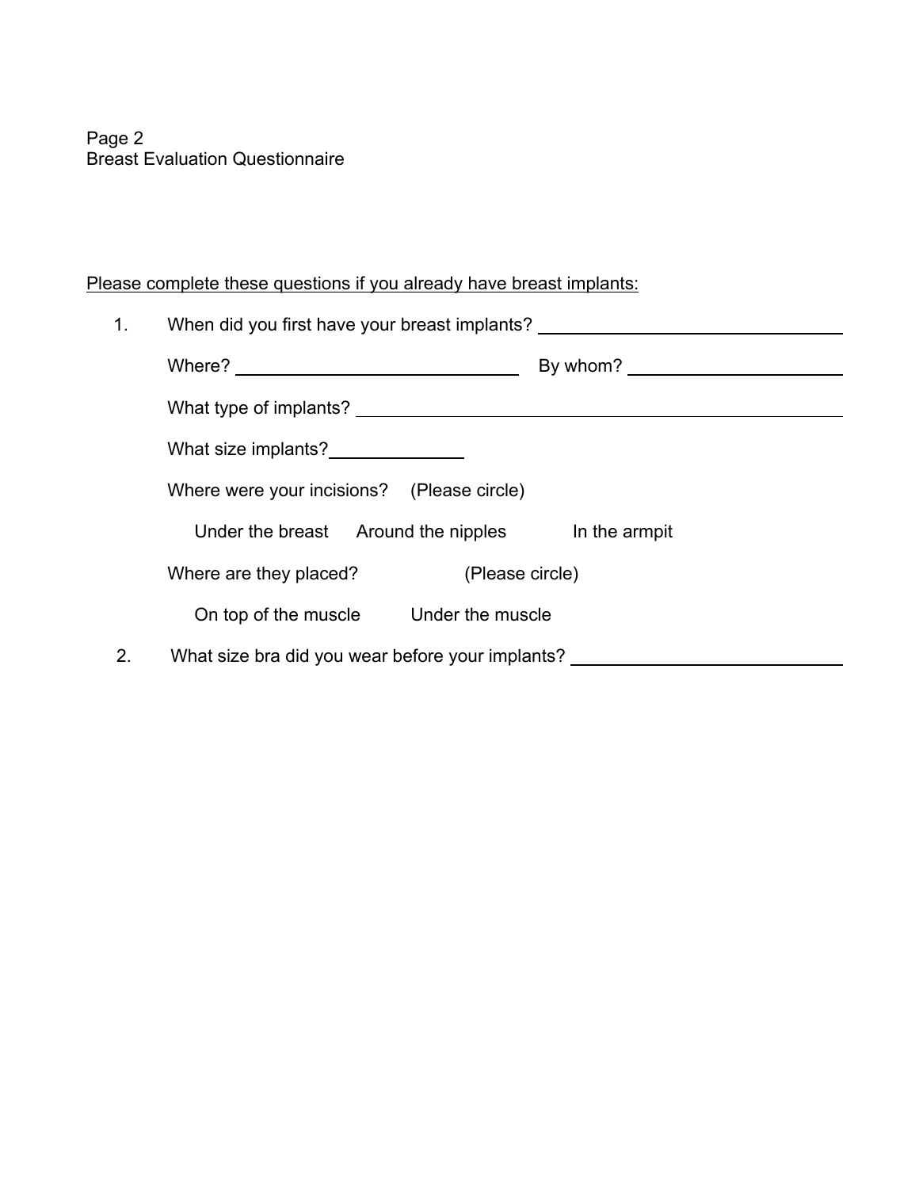Page 2
Breast Evaluation Questionnaire

Please complete these questions if you already have breast implants:

1. When did you first have your breast implants? ____________________

   Where? ____________________ By whom? ____________________

   What type of implants? ____________________

   What size implants? ____________

   Where were your incisions? (Please circle)

   Under the breast      Around the nipples      In the armpit

   Where are they placed? (Please circle)

   On top of the muscle      Under the muscle

2. What size bra did you wear before your implants? ____________________